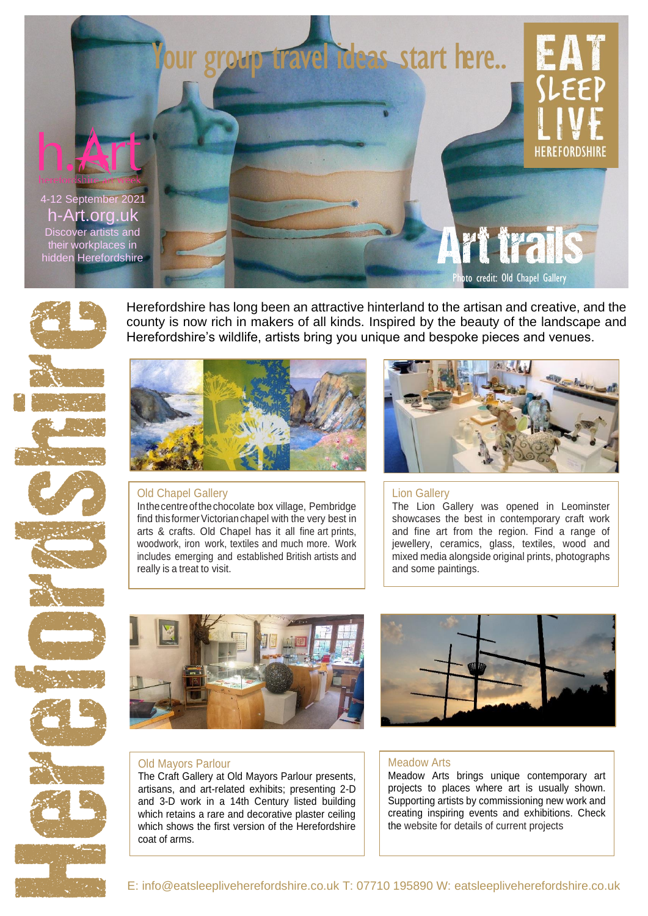# Your group travel ideas start here..

EAT SLEEP LIVE HEREFORDSHIRE

h.Art
herefordshire art week

4-12 September 2021

h-Art.org.uk

Discover artists and their workplaces in hidden Herefordshire

# Art trails

Photo credit: Old Chapel Gallery

Herefordshire

Herefordshire has long been an attractive hinterland to the artisan and creative, and the county is now rich in makers of all kinds. Inspired by the beauty of the landscape and Herefordshire's wildlife, artists bring you unique and bespoke pieces and venues.

## Old Chapel Gallery

In the centre of the chocolate box village, Pembridge find this former Victorian chapel with the very best in arts & crafts. Old Chapel has it all fine art prints, woodwork, iron work, textiles and much more. Work includes emerging and established British artists and really is a treat to visit.

## Lion Gallery

The Lion Gallery was opened in Leominster showcases the best in contemporary craft work and fine art from the region. Find a range of jewellery, ceramics, glass, textiles, wood and mixed media alongside original prints, photographs and some paintings.

## Old Mayors Parlour

The Craft Gallery at Old Mayors Parlour presents, artisans, and art-related exhibits; presenting 2-D and 3-D work in a 14th Century listed building which retains a rare and decorative plaster ceiling which shows the first version of the Herefordshire coat of arms.

## Meadow Arts

Meadow Arts brings unique contemporary art projects to places where art is usually shown. Supporting artists by commissioning new work and creating inspiring events and exhibitions. Check the website for details of current projects

E: info@eatsleepliveherefordshire.co.uk T: 07710 195890 W: eatsleepliveherefordshire.co.uk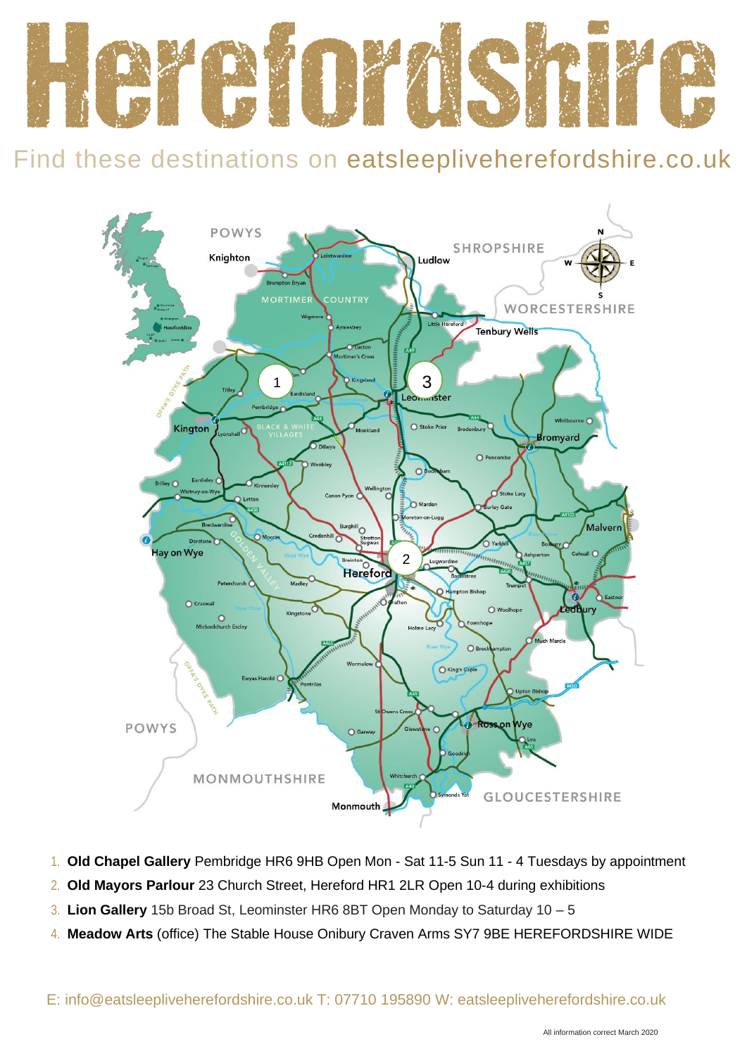# Herefordshire

Find these destinations on eatsleepliveherefordshire.co.uk

1. **Old Chapel Gallery** Pembridge HR6 9HB Open Mon - Sat 11-5 Sun 11 - 4 Tuesdays by appointment
2. **Old Mayors Parlour** 23 Church Street, Hereford HR1 2LR Open 10-4 during exhibitions
3. **Lion Gallery** 15b Broad St, Leominster HR6 8BT Open Monday to Saturday 10 – 5
4. **Meadow Arts** (office) The Stable House Onibury Craven Arms SY7 9BE HEREFORDSHIRE WIDE

E: info@eatsleepliveherefordshire.co.uk T: 07710 195890 W: eatsleepliveherefordshire.co.uk

All information correct March 2020